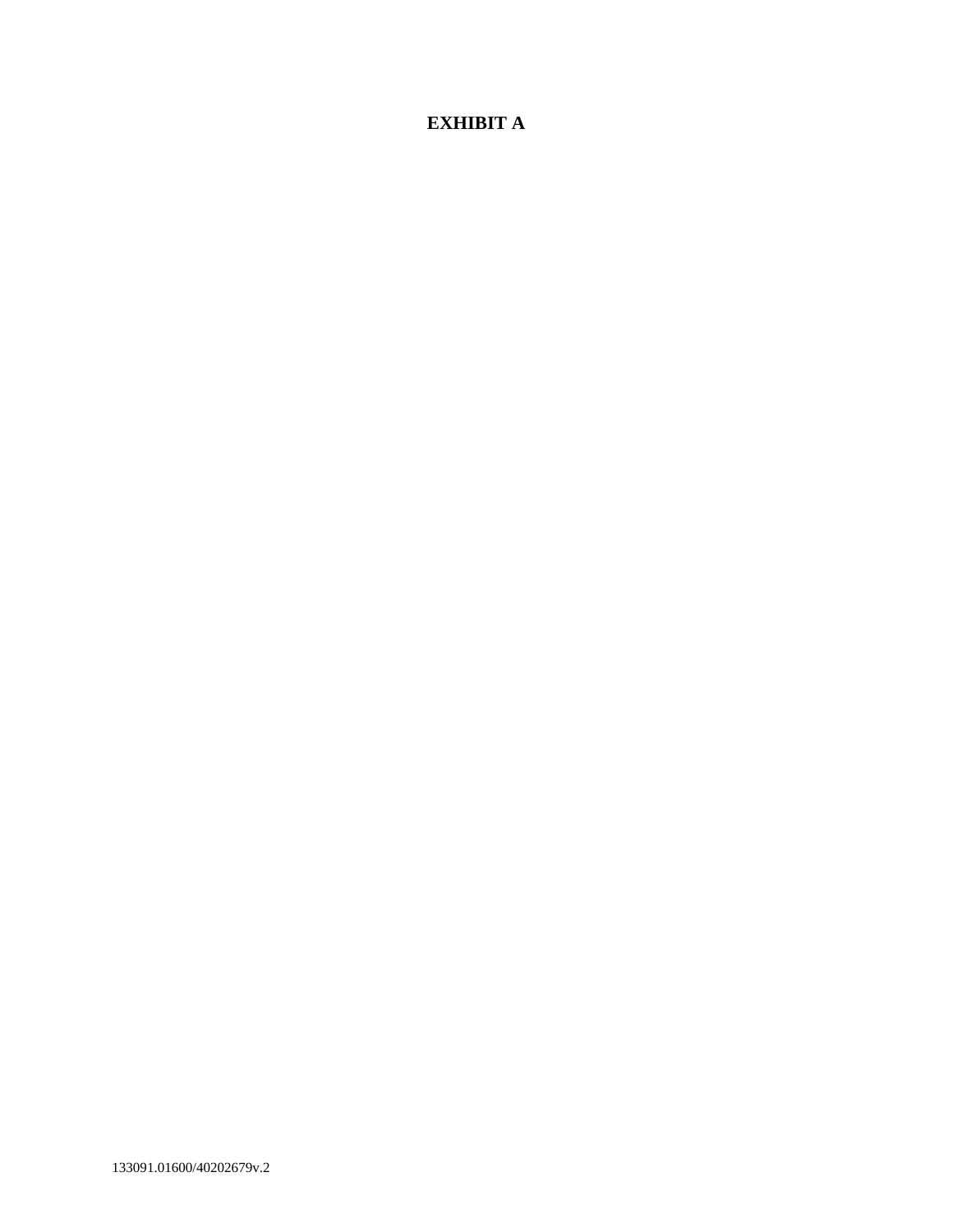# EXHIBIT A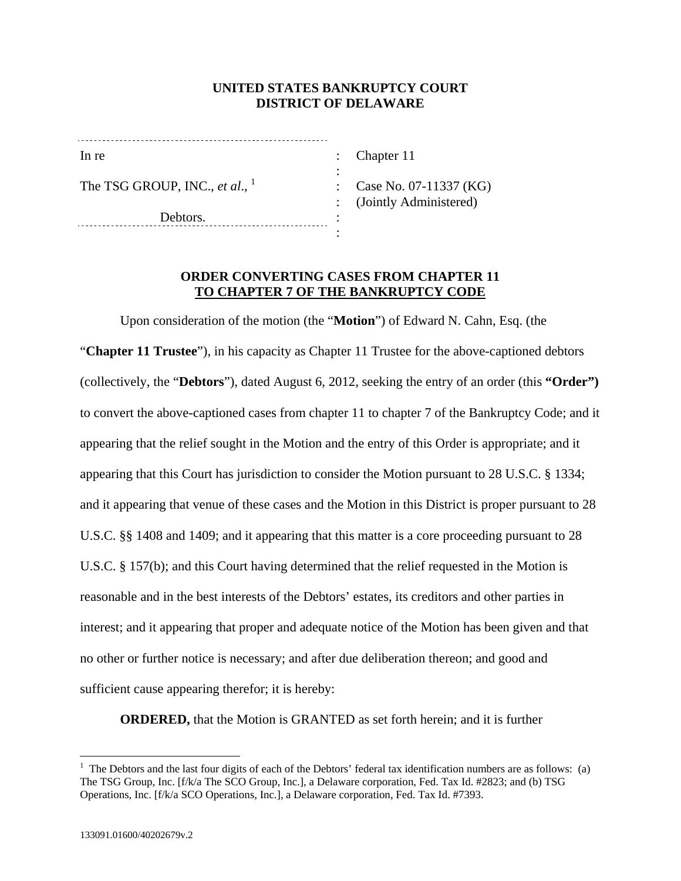**UNITED STATES BANKRUPTCY COURT**
**DISTRICT OF DELAWARE**

| | | |
|---|---|---|
| In re | : | Chapter 11 |
| | : | |
| The TSG GROUP, INC., *et al.*, [1] | : | Case No. 07-11337 (KG) |
| | : | (Jointly Administered) |
| Debtors. | : | |
| | : | |

## ORDER CONVERTING CASES FROM CHAPTER 11 TO CHAPTER 7 OF THE BANKRUPTCY CODE

Upon consideration of the motion (the "**Motion**") of Edward N. Cahn, Esq. (the "**Chapter 11 Trustee**"), in his capacity as Chapter 11 Trustee for the above-captioned debtors (collectively, the "**Debtors**"), dated August 6, 2012, seeking the entry of an order (this **"Order")** to convert the above-captioned cases from chapter 11 to chapter 7 of the Bankruptcy Code; and it appearing that the relief sought in the Motion and the entry of this Order is appropriate; and it appearing that this Court has jurisdiction to consider the Motion pursuant to 28 U.S.C. § 1334; and it appearing that venue of these cases and the Motion in this District is proper pursuant to 28 U.S.C. §§ 1408 and 1409; and it appearing that this matter is a core proceeding pursuant to 28 U.S.C. § 157(b); and this Court having determined that the relief requested in the Motion is reasonable and in the best interests of the Debtors' estates, its creditors and other parties in interest; and it appearing that proper and adequate notice of the Motion has been given and that no other or further notice is necessary; and after due deliberation thereon; and good and sufficient cause appearing therefor; it is hereby:

**ORDERED,** that the Motion is GRANTED as set forth herein; and it is further

---

[1] The Debtors and the last four digits of each of the Debtors' federal tax identification numbers are as follows: (a) The TSG Group, Inc. [f/k/a The SCO Group, Inc.], a Delaware corporation, Fed. Tax Id. #2823; and (b) TSG Operations, Inc. [f/k/a SCO Operations, Inc.], a Delaware corporation, Fed. Tax Id. #7393.

133091.01600/40202679v.2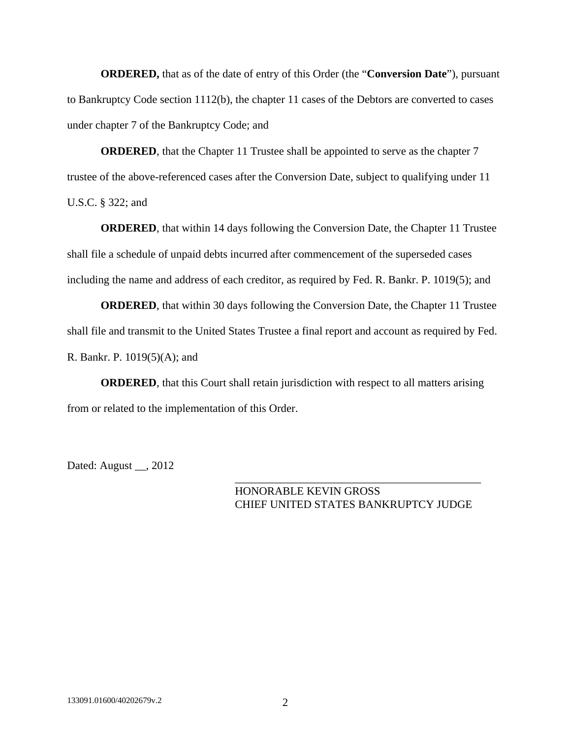**ORDERED,** that as of the date of entry of this Order (the "**Conversion Date**"), pursuant to Bankruptcy Code section 1112(b), the chapter 11 cases of the Debtors are converted to cases under chapter 7 of the Bankruptcy Code; and

**ORDERED**, that the Chapter 11 Trustee shall be appointed to serve as the chapter 7 trustee of the above-referenced cases after the Conversion Date, subject to qualifying under 11 U.S.C. § 322; and

**ORDERED**, that within 14 days following the Conversion Date, the Chapter 11 Trustee shall file a schedule of unpaid debts incurred after commencement of the superseded cases including the name and address of each creditor, as required by Fed. R. Bankr. P. 1019(5); and

**ORDERED**, that within 30 days following the Conversion Date, the Chapter 11 Trustee shall file and transmit to the United States Trustee a final report and account as required by Fed. R. Bankr. P. 1019(5)(A); and

**ORDERED**, that this Court shall retain jurisdiction with respect to all matters arising from or related to the implementation of this Order.

Dated: August __, 2012

_____________________________________________
HONORABLE KEVIN GROSS
CHIEF UNITED STATES BANKRUPTCY JUDGE

133091.01600/40202679v.2